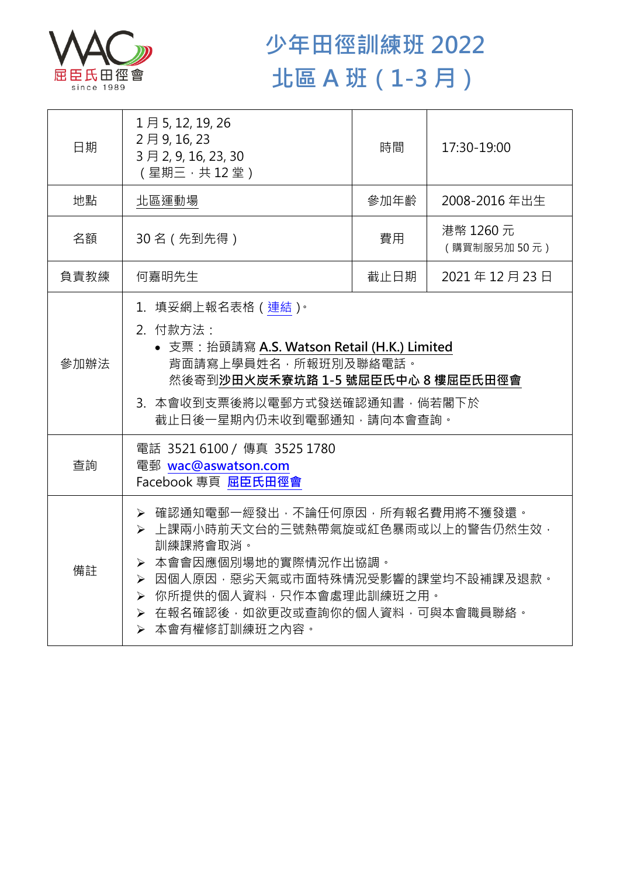屈臣氏田徑會
since 1989

# 少年田徑訓練班 2022
# 北區 A 班（1-3 月）

| 日期 | 1 月 5, 12, 19, 26<br>2 月 9, 16, 23<br>3 月 2, 9, 16, 23, 30<br>（星期三，共 12 堂） | 時間 | 17:30-19:00 |
|---|---|---|---|
| 地點 | 北區運動場 | 參加年齡 | 2008-2016 年出生 |
| 名額 | 30 名（先到先得） | 費用 | 港幣 1260 元<br>（購買制服另加 50 元） |
| 負責教練 | 何嘉明先生 | 截止日期 | 2021 年 12 月 23 日 |
| 參加辦法 | 1. 填妥網上報名表格（連結）。<br>2. 付款方法：<br>• 支票：抬頭請寫 **A.S. Watson Retail (H.K.) Limited**<br>背面請寫上學員姓名，所報班別及聯絡電話。<br>然後寄到**沙田火炭禾寮坑路 1-5 號屈臣氏中心 8 樓屈臣氏田徑會**<br>3. 本會收到支票後將以電郵方式發送確認通知書，倘若閣下於截止日後一星期內仍未收到電郵通知，請向本會查詢。 | | |
| 查詢 | 電話 3521 6100 / 傳真 3525 1780<br>電郵 **wac@aswatson.com**<br>Facebook 專頁 **屈臣氏田徑會** | | |
| 備註 | ➢ 確認通知電郵一經發出，不論任何原因，所有報名費用將不獲發還。<br>➢ 上課兩小時前天文台的三號熱帶氣旋或紅色暴雨或以上的警告仍然生效，訓練課將會取消。<br>➢ 本會會因應個別場地的實際情況作出協調。<br>➢ 因個人原因，惡劣天氣或市面特殊情況受影響的課堂均不設補課及退款。<br>➢ 你所提供的個人資料，只作本會處理此訓練班之用。<br>➢ 在報名確認後，如欲更改或查詢你的個人資料，可與本會職員聯絡。<br>➢ 本會有權修訂訓練班之內容。 | | |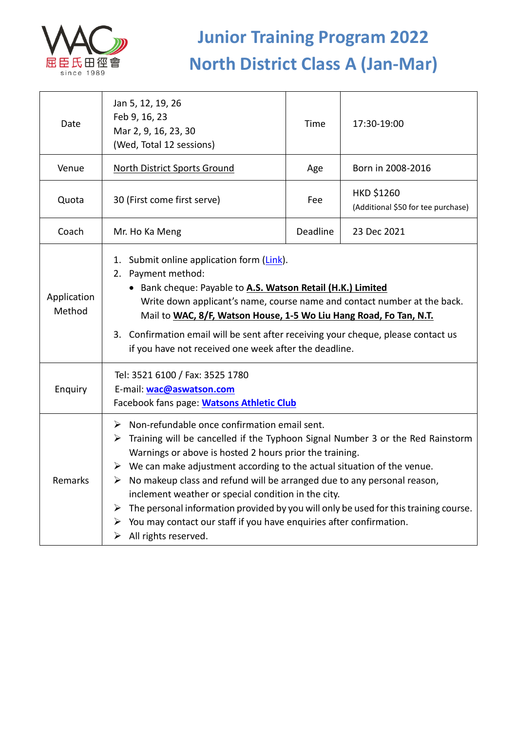WAC 屈臣氏田徑會 since 1989

# Junior Training Program 2022
# North District Class A (Jan-Mar)

| | | | |
|---|---|---|---|
| Date | Jan 5, 12, 19, 26<br>Feb 9, 16, 23<br>Mar 2, 9, 16, 23, 30<br>(Wed, Total 12 sessions) | Time | 17:30-19:00 |
| Venue | North District Sports Ground | Age | Born in 2008-2016 |
| Quota | 30 (First come first serve) | Fee | HKD $1260<br>(Additional $50 for tee purchase) |
| Coach | Mr. Ho Ka Meng | Deadline | 23 Dec 2021 |
| Application Method | 1. Submit online application form (Link).<br>2. Payment method:<br>• Bank cheque: Payable to **A.S. Watson Retail (H.K.) Limited**<br>Write down applicant's name, course name and contact number at the back.<br>Mail to **WAC, 8/F, Watson House, 1-5 Wo Liu Hang Road, Fo Tan, N.T.**<br>3. Confirmation email will be sent after receiving your cheque, please contact us if you have not received one week after the deadline. | | |
| Enquiry | Tel: 3521 6100 / Fax: 3525 1780<br>E-mail: **wac@aswatson.com**<br>Facebook fans page: **Watsons Athletic Club** | | |
| Remarks | ➢ Non-refundable once confirmation email sent.<br>➢ Training will be cancelled if the Typhoon Signal Number 3 or the Red Rainstorm Warnings or above is hosted 2 hours prior the training.<br>➢ We can make adjustment according to the actual situation of the venue.<br>➢ No makeup class and refund will be arranged due to any personal reason, inclement weather or special condition in the city.<br>➢ The personal information provided by you will only be used for this training course.<br>➢ You may contact our staff if you have enquiries after confirmation.<br>➢ All rights reserved. | | |